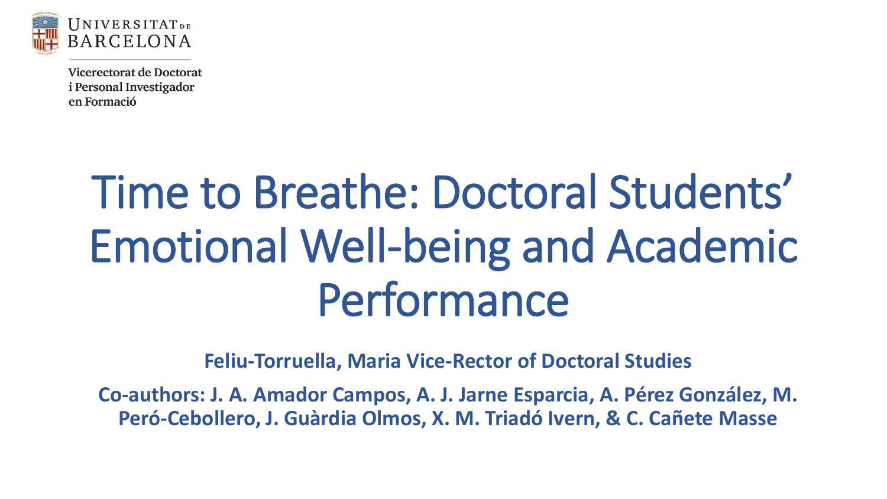Universitat de Barcelona

Vicerectorat de Doctorat i Personal Investigador en Formació

# Time to Breathe: Doctoral Students' Emotional Well-being and Academic Performance

**Feliu-Torruella, Maria Vice-Rector of Doctoral Studies**

**Co-authors: J. A. Amador Campos, A. J. Jarne Esparcia, A. Pérez González, M. Peró-Cebollero, J. Guàrdia Olmos, X. M. Triadó Ivern, & C. Cañete Masse**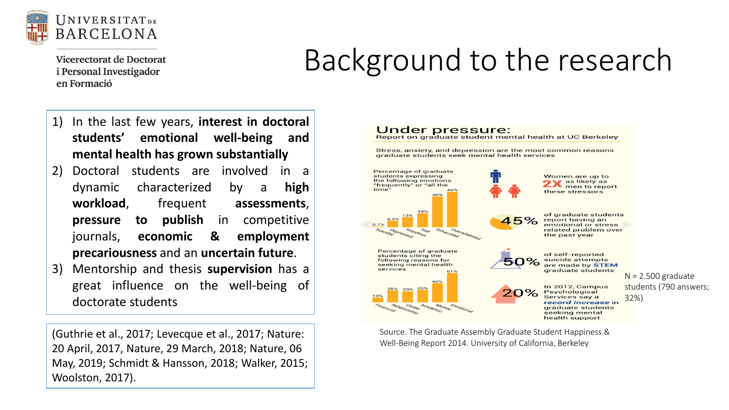# Background to the research

1) In the last few years, **interest in doctoral students' emotional well-being and mental health has grown substantially**
2) Doctoral students are involved in a dynamic characterized by a **high workload**, frequent **assessments**, **pressure to publish** in competitive journals, **economic & employment precariousness** and an **uncertain future**.
3) Mentorship and thesis **supervision** has a great influence on the well-being of doctorate students

(Guthrie et al., 2017; Levecque et al., 2017; Nature: 20 April, 2017, Nature, 29 March, 2018; Nature, 06 May, 2019; Schmidt & Hansson, 2018; Walker, 2015; Woolston, 2017).

**Under pressure:**
Report on graduate student mental health at UC Berkeley

Stress, anxiety, and depression are the most common reasons graduate students seek mental health services

Percentage of graduate students expressing the following emotions "frequently" or "all the time"

| Emotion | % |
|---|---|
| Suicidal | 0.7% |
| Depressed | 8.5% |
| Hopeless | 13% |
| Sad | 18% |
| Exhausted | 40% |
| Overwhelmed | 46% |

Women are up to **2X** as likely as men to report these stressors

**45%** of graduate students report having an emotional or stress related problem over the past year

**50%** of self-reported suicide attempts are made by STEM graduate students

Percentage of graduate students citing the following reasons for seeking mental health services

| Reason | % |
|---|---|
| Financial | 10% |
| Relationship | 25% |
| Career | 23% |
| Academic | 26% |
| Mental | 40% |
| Emotional | 61% |

**20%** In 2012, Campus Psychological Services say a *record increase* in graduate students seeking mental health support

N = 2.500 graduate students (790 answers; 32%)

Source. The Graduate Assembly Graduate Student Happiness & Well-Being Report 2014. University of California, Berkeley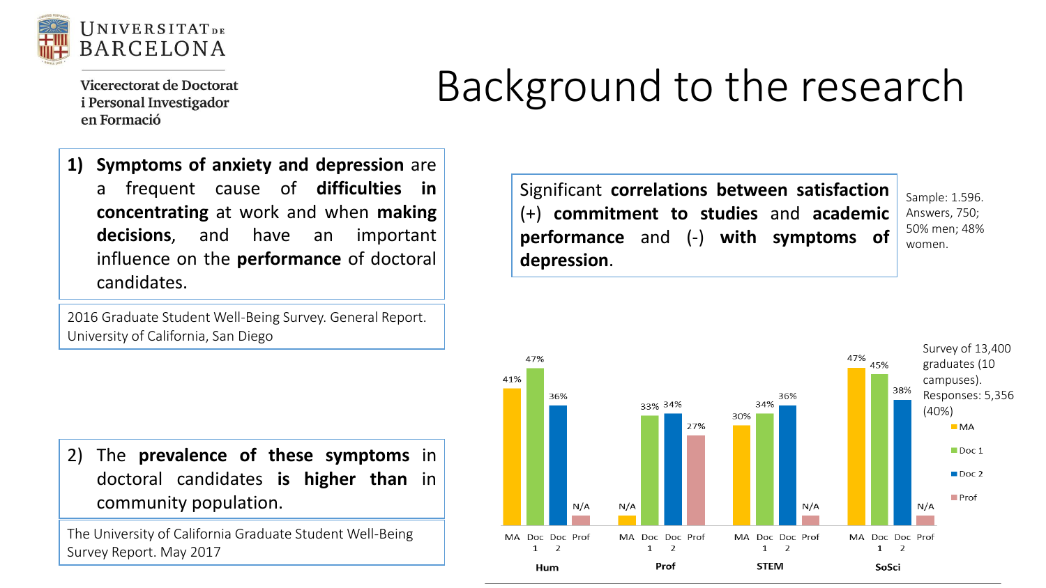Universitat de Barcelona

Vicerectorat de Doctorat i Personal Investigador en Formació

# Background to the research

1) **Symptoms of anxiety and depression** are a frequent cause of **difficulties in concentrating** at work and when **making decisions**, and have an important influence on the **performance** of doctoral candidates.

2016 Graduate Student Well-Being Survey. General Report. University of California, San Diego

Significant **correlations between satisfaction (+) commitment to studies** and **academic performance** and (-) **with symptoms of depression**.

Sample: 1.596. Answers, 750; 50% men; 48% women.

2) The **prevalence of these symptoms** in doctoral candidates **is higher than** in community population.

The University of California Graduate Student Well-Being Survey Report. May 2017

Survey of 13,400 graduates (10 campuses). Responses: 5,356 (40%)

| | MA | Doc 1 | Doc 2 | Prof |
|---|---|---|---|---|
| Hum | 41% | 47% | 36% | N/A |
| Prof | N/A | 33% | 34% | 27% |
| STEM | 30% | 34% | 36% | N/A |
| SoSci | 47% | 45% | 38% | N/A |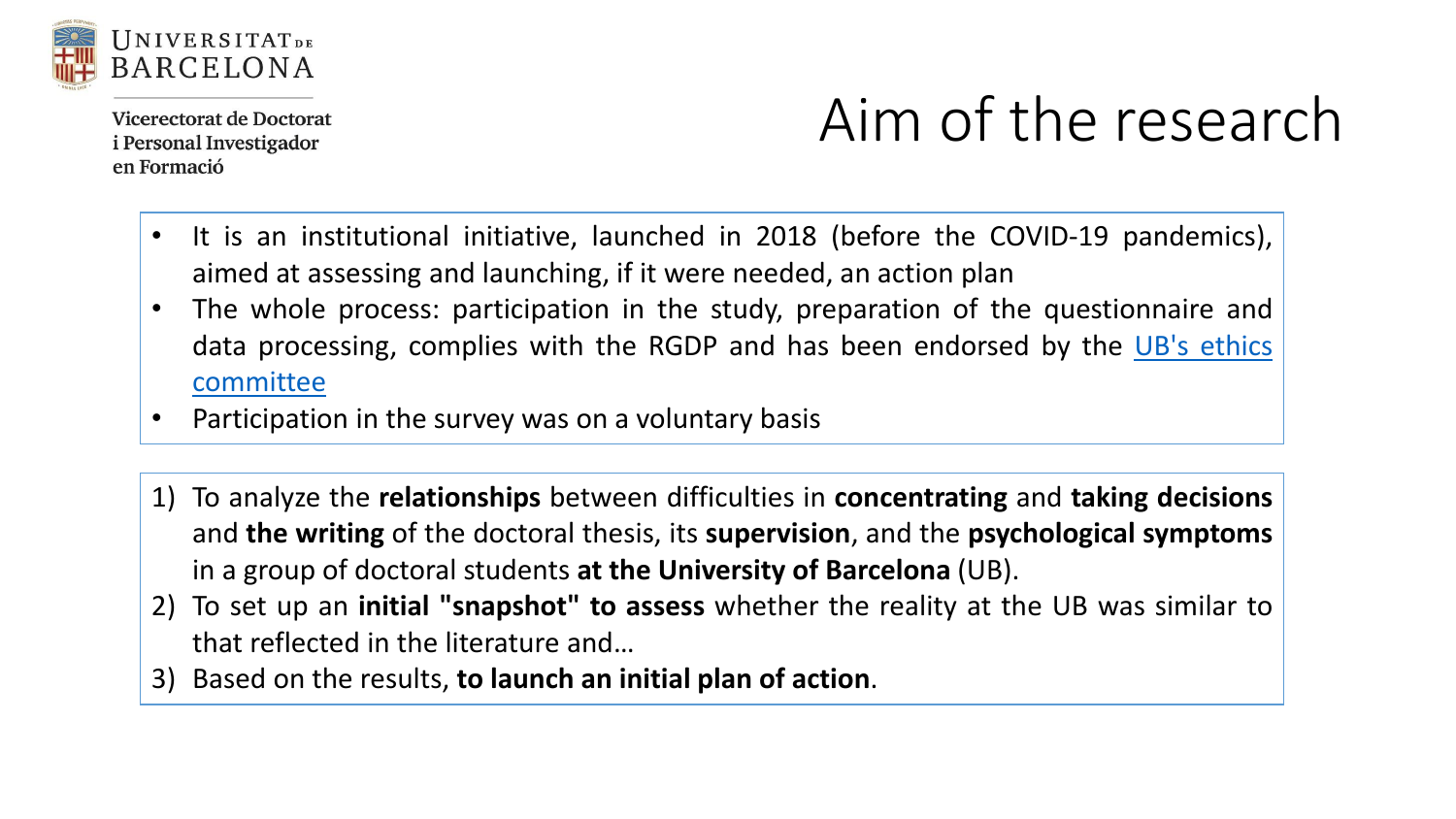Universitat de Barcelona

Vicerectorat de Doctorat i Personal Investigador en Formació

# Aim of the research

- It is an institutional initiative, launched in 2018 (before the COVID-19 pandemics), aimed at assessing and launching, if it were needed, an action plan
- The whole process: participation in the study, preparation of the questionnaire and data processing, complies with the RGDP and has been endorsed by the UB's ethics committee
- Participation in the survey was on a voluntary basis

1) To analyze the **relationships** between difficulties in **concentrating** and **taking decisions** and **the writing** of the doctoral thesis, its **supervision**, and the **psychological symptoms** in a group of doctoral students **at the University of Barcelona** (UB).
2) To set up an **initial "snapshot" to assess** whether the reality at the UB was similar to that reflected in the literature and…
3) Based on the results, **to launch an initial plan of action**.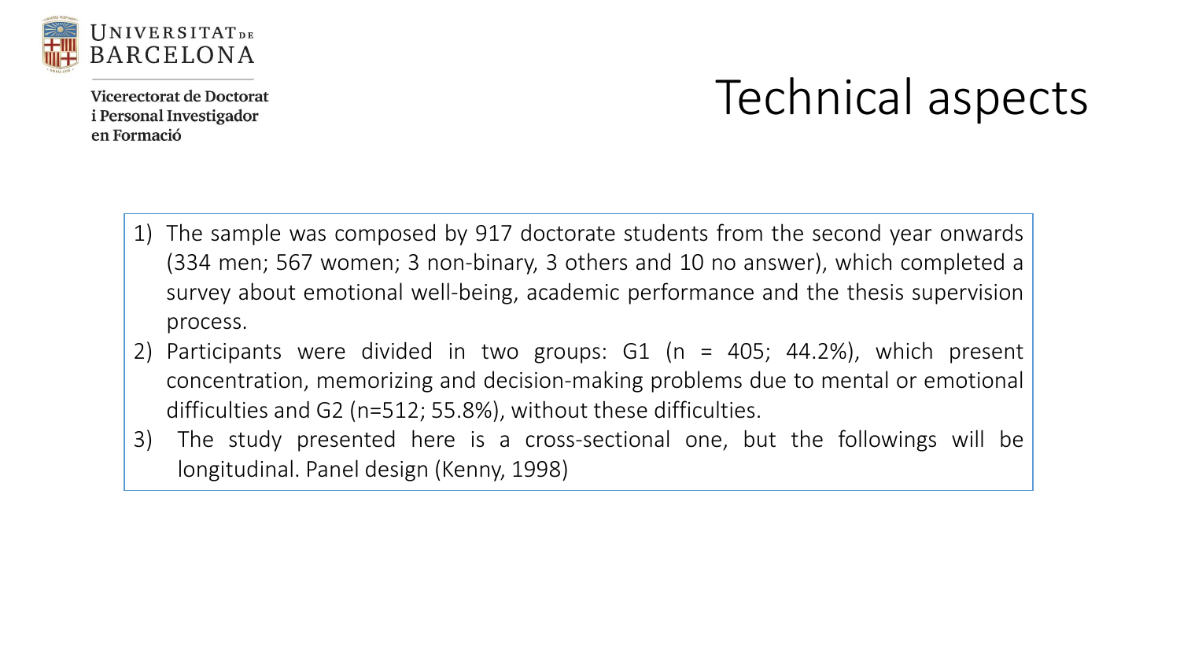Universitat de Barcelona

Vicerectorat de Doctorat i Personal Investigador en Formació

# Technical aspects

1) The sample was composed by 917 doctorate students from the second year onwards (334 men; 567 women; 3 non-binary, 3 others and 10 no answer), which completed a survey about emotional well-being, academic performance and the thesis supervision process.
2) Participants were divided in two groups: G1 (n = 405; 44.2%), which present concentration, memorizing and decision-making problems due to mental or emotional difficulties and G2 (n=512; 55.8%), without these difficulties.
3) The study presented here is a cross-sectional one, but the followings will be longitudinal. Panel design (Kenny, 1998)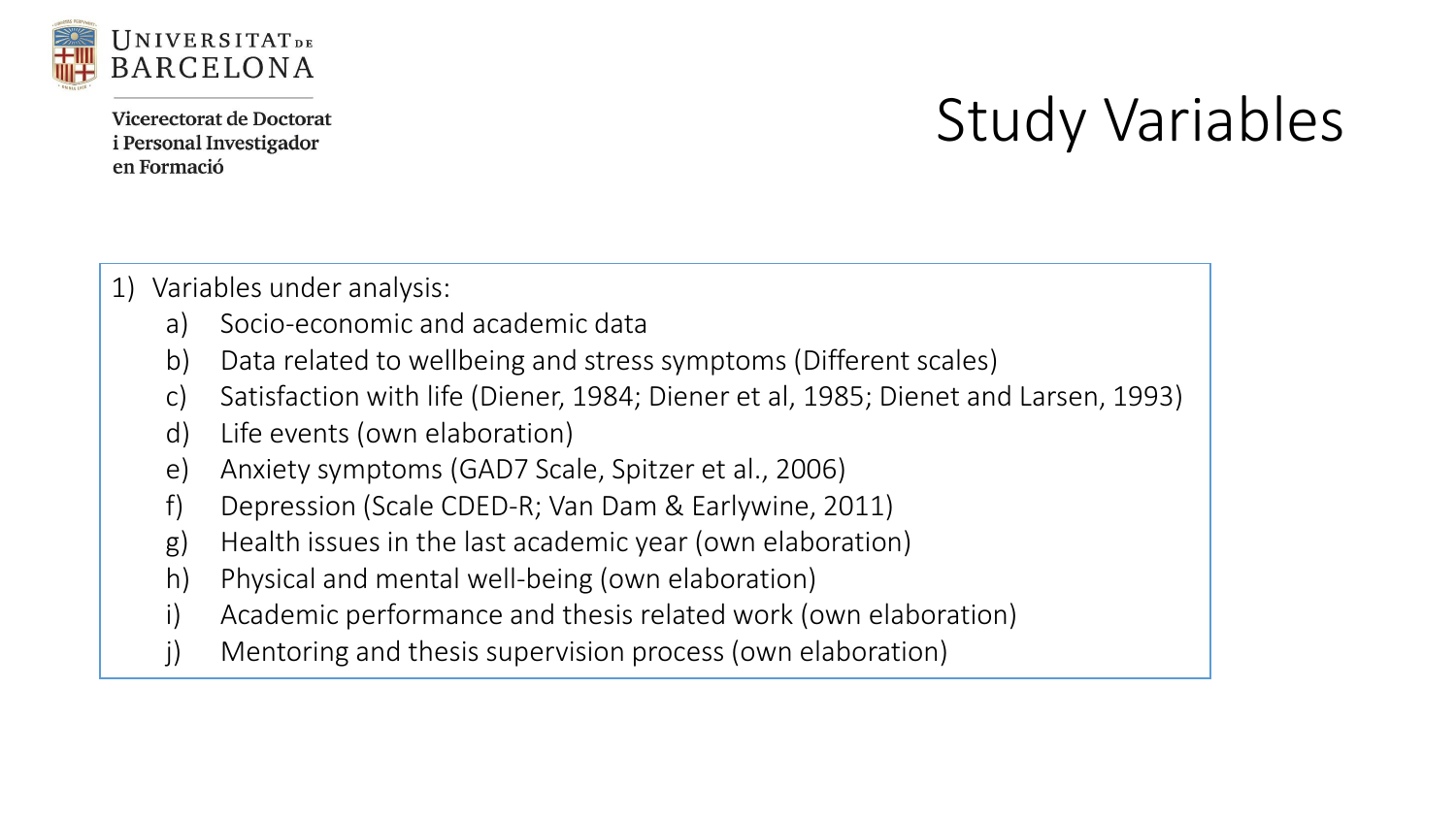# Study Variables

1) Variables under analysis:
   a) Socio-economic and academic data
   b) Data related to wellbeing and stress symptoms (Different scales)
   c) Satisfaction with life (Diener, 1984; Diener et al, 1985; Dienet and Larsen, 1993)
   d) Life events (own elaboration)
   e) Anxiety symptoms (GAD7 Scale, Spitzer et al., 2006)
   f) Depression (Scale CDED-R; Van Dam & Earlywine, 2011)
   g) Health issues in the last academic year (own elaboration)
   h) Physical and mental well-being (own elaboration)
   i) Academic performance and thesis related work (own elaboration)
   j) Mentoring and thesis supervision process (own elaboration)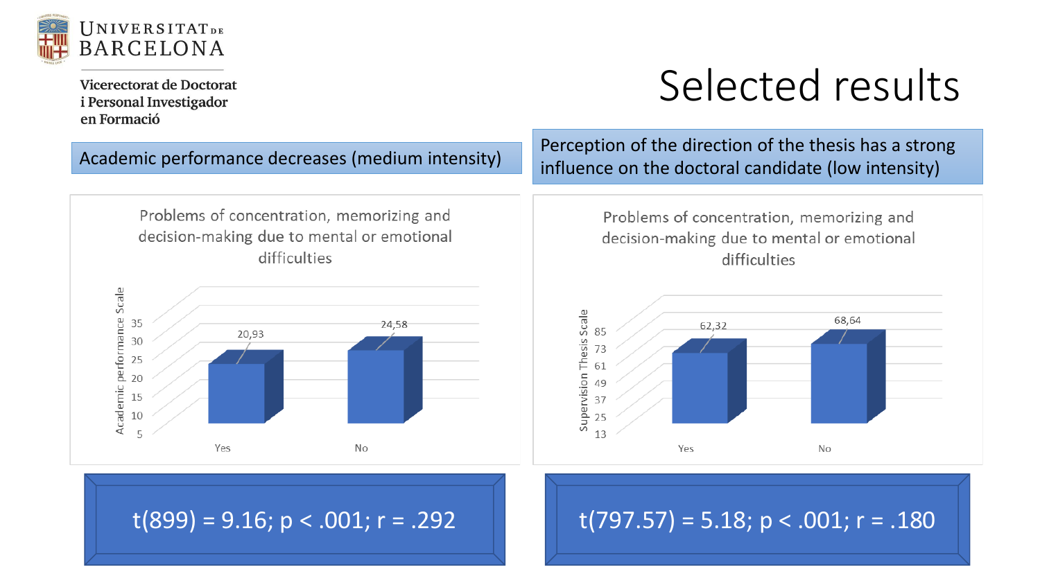# Selected results

Universitat de Barcelona
Vicerectorat de Doctorat i Personal Investigador en Formació

## Academic performance decreases (medium intensity)

**Problems of concentration, memorizing and decision-making due to mental or emotional difficulties**

| | Academic performance Scale |
|---|---|
| Yes | 20,93 |
| No | 24,58 |

$t(899) = 9.16; p < .001; r = .292$

## Perception of the direction of the thesis has a strong influence on the doctoral candidate (low intensity)

**Problems of concentration, memorizing and decision-making due to mental or emotional difficulties**

| | Supervision Thesis Scale |
|---|---|
| Yes | 62,32 |
| No | 68,64 |

$t(797.57) = 5.18; p < .001; r = .180$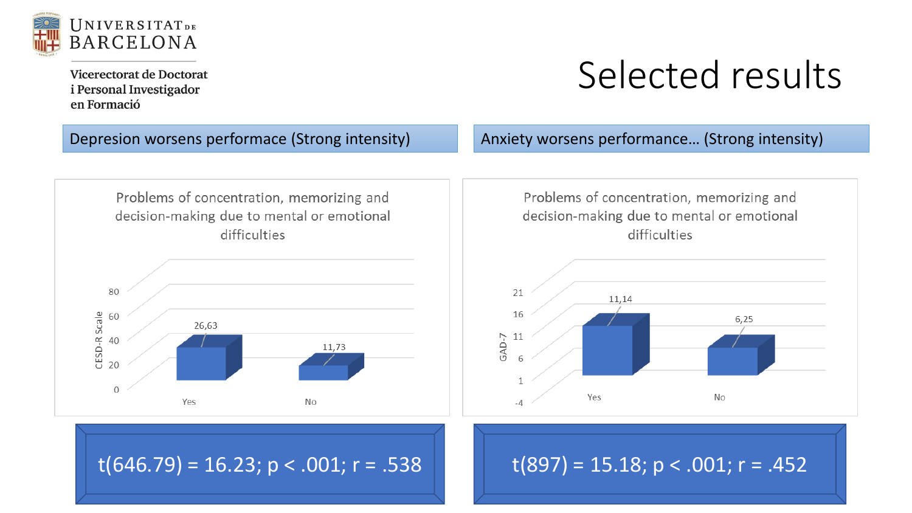Universitat de Barcelona

Vicerectorat de Doctorat i Personal Investigador en Formació

# Selected results

## Depresion worsens performace (Strong intensity)

Problems of concentration, memorizing and decision-making due to mental or emotional difficulties

| | CESD-R Scale |
|---|---|
| Yes | 26,63 |
| No | 11,73 |

$t(646.79) = 16.23; p < .001; r = .538$

## Anxiety worsens performance... (Strong intensity)

Problems of concentration, memorizing and decision-making due to mental or emotional difficulties

| | GAD-7 |
|---|---|
| Yes | 11,14 |
| No | 6,25 |

$t(897) = 15.18; p < .001; r = .452$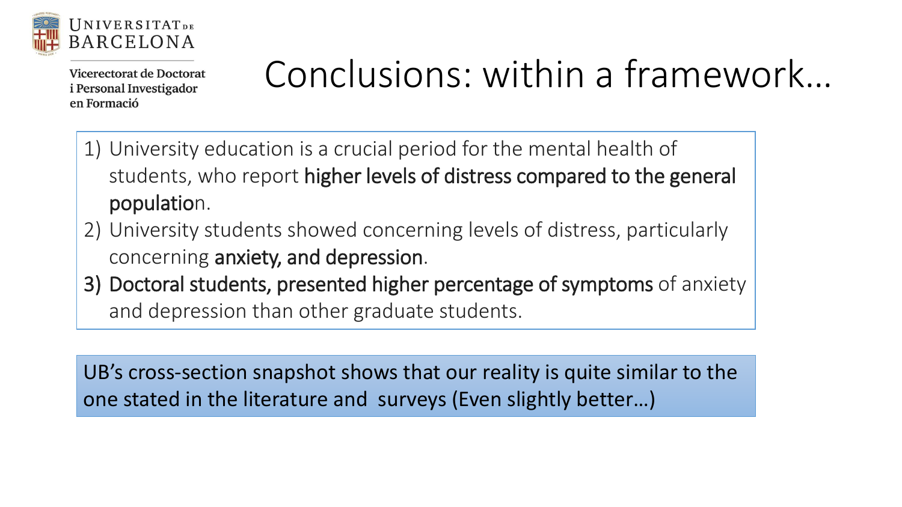# Conclusions: within a framework…

1) University education is a crucial period for the mental health of students, who report **higher levels of distress compared to the general populatio**n.
2) University students showed concerning levels of distress, particularly concerning **anxiety, and depression**.
3) **Doctoral students, presented higher percentage of symptoms** of anxiety and depression than other graduate students.

UB's cross-section snapshot shows that our reality is quite similar to the one stated in the literature and surveys (Even slightly better…)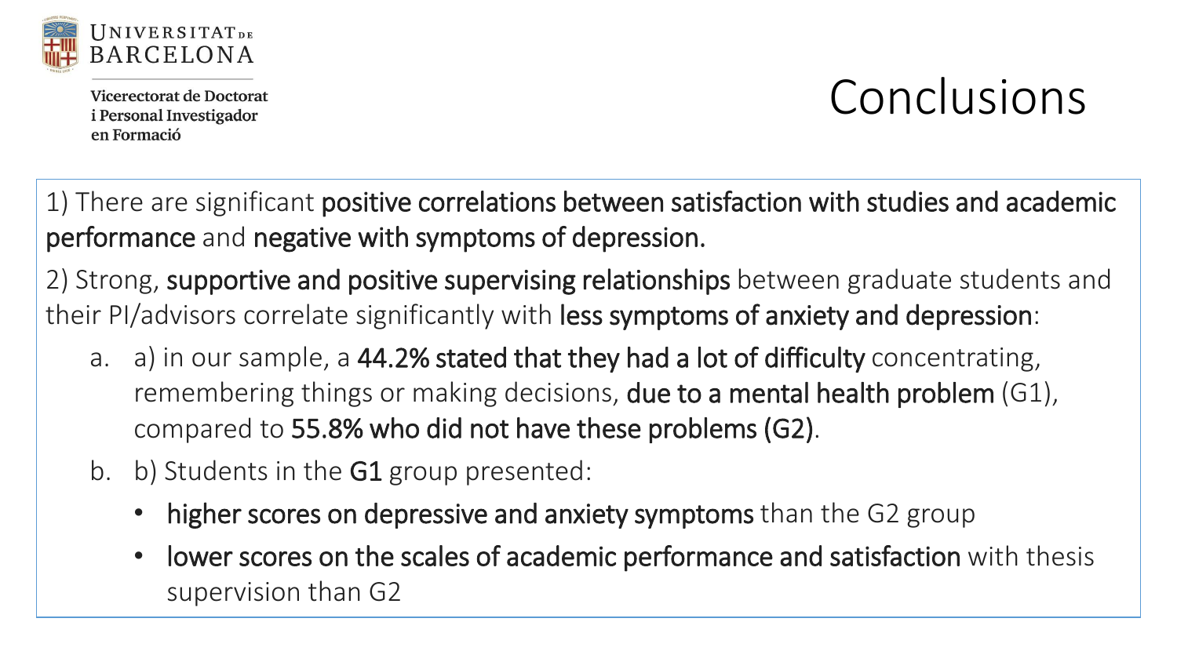Universitat de Barcelona

Vicerectorat de Doctorat i Personal Investigador en Formació

# Conclusions

1) There are significant **positive correlations between satisfaction with studies and academic performance** and **negative with symptoms of depression.**

2) Strong, **supportive and positive supervising relationships** between graduate students and their PI/advisors correlate significantly with **less symptoms of anxiety and depression**:

a. a) in our sample, a **44.2% stated that they had a lot of difficulty** concentrating, remembering things or making decisions, **due to a mental health problem** (G1), compared to **55.8% who did not have these problems (G2)**.

b. b) Students in the **G1** group presented:

- **higher scores on depressive and anxiety symptoms** than the G2 group
- **lower scores on the scales of academic performance and satisfaction** with thesis supervision than G2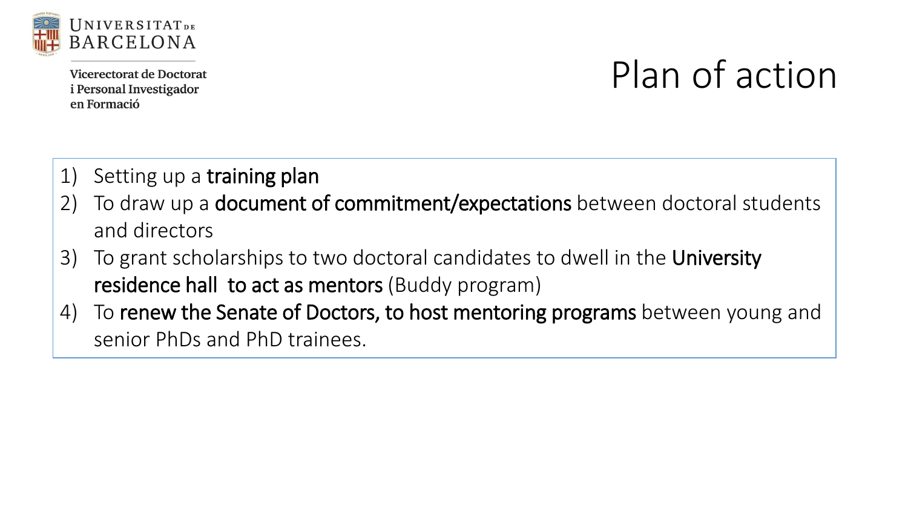Universitat de Barcelona

Vicerectorat de Doctorat i Personal Investigador en Formació

# Plan of action

1) Setting up a **training plan**
2) To draw up a **document of commitment/expectations** between doctoral students and directors
3) To grant scholarships to two doctoral candidates to dwell in the **University residence hall to act as mentors** (Buddy program)
4) To **renew the Senate of Doctors, to host mentoring programs** between young and senior PhDs and PhD trainees.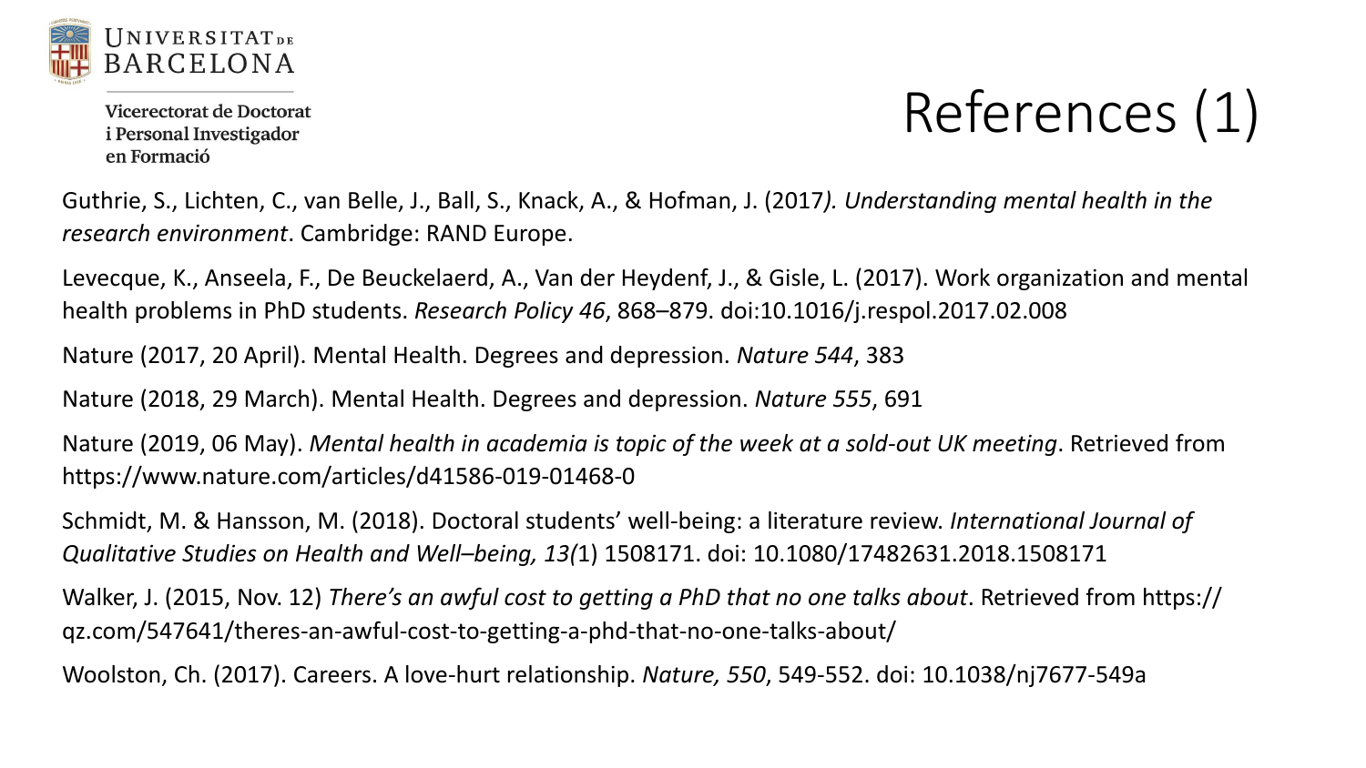# References (1)

Guthrie, S., Lichten, C., van Belle, J., Ball, S., Knack, A., & Hofman, J. (2017*). Understanding mental health in the research environment*. Cambridge: RAND Europe.

Levecque, K., Anseela, F., De Beuckelaerd, A., Van der Heydenf, J., & Gisle, L. (2017). Work organization and mental health problems in PhD students. *Research Policy 46*, 868–879. doi:10.1016/j.respol.2017.02.008

Nature (2017, 20 April). Mental Health. Degrees and depression. *Nature 544*, 383

Nature (2018, 29 March). Mental Health. Degrees and depression. *Nature 555*, 691

Nature (2019, 06 May). *Mental health in academia is topic of the week at a sold-out UK meeting*. Retrieved from https://www.nature.com/articles/d41586-019-01468-0

Schmidt, M. & Hansson, M. (2018). Doctoral students' well-being: a literature review. *International Journal of Qualitative Studies on Health and Well–being, 13(*1) 1508171. doi: 10.1080/17482631.2018.1508171

Walker, J. (2015, Nov. 12) *There's an awful cost to getting a PhD that no one talks about*. Retrieved from https://qz.com/547641/theres-an-awful-cost-to-getting-a-phd-that-no-one-talks-about/

Woolston, Ch. (2017). Careers. A love-hurt relationship. *Nature, 550*, 549-552. doi: 10.1038/nj7677-549a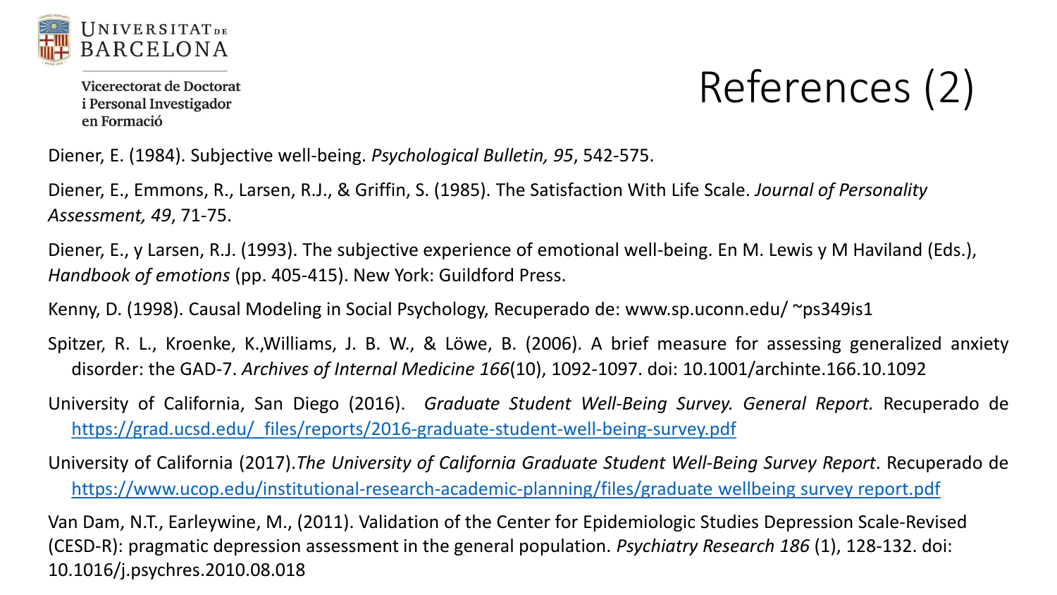# References (2)

Diener, E. (1984). Subjective well-being. *Psychological Bulletin, 95*, 542-575.

Diener, E., Emmons, R., Larsen, R.J., & Griffin, S. (1985). The Satisfaction With Life Scale. *Journal of Personality Assessment, 49*, 71-75.

Diener, E., y Larsen, R.J. (1993). The subjective experience of emotional well-being. En M. Lewis y M Haviland (Eds.), *Handbook of emotions* (pp. 405-415). New York: Guildford Press.

Kenny, D. (1998). Causal Modeling in Social Psychology, Recuperado de: www.sp.uconn.edu/ ~ps349is1

Spitzer, R. L., Kroenke, K.,Williams, J. B. W., & Löwe, B. (2006). A brief measure for assessing generalized anxiety disorder: the GAD-7. *Archives of Internal Medicine 166*(10), 1092-1097. doi: 10.1001/archinte.166.10.1092

University of California, San Diego (2016). *Graduate Student Well-Being Survey. General Report.* Recuperado de https://grad.ucsd.edu/_files/reports/2016-graduate-student-well-being-survey.pdf

University of California (2017).*The University of California Graduate Student Well-Being Survey Report*. Recuperado de https://www.ucop.edu/institutional-research-academic-planning/files/graduate wellbeing survey report.pdf

Van Dam, N.T., Earleywine, M., (2011). Validation of the Center for Epidemiologic Studies Depression Scale-Revised (CESD-R): pragmatic depression assessment in the general population. *Psychiatry Research 186* (1), 128-132. doi: 10.1016/j.psychres.2010.08.018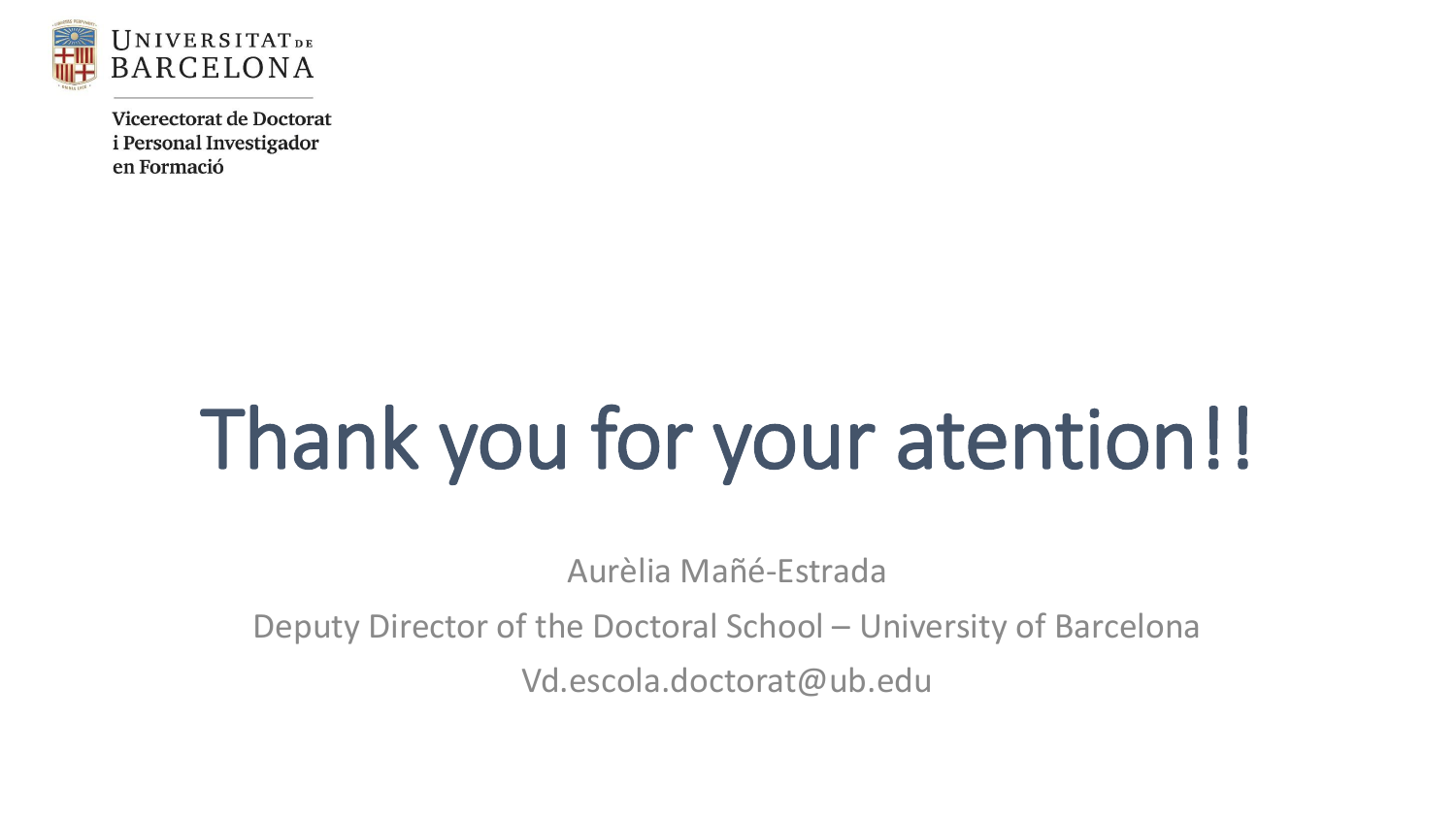UNIVERSITAT DE BARCELONA

Vicerectorat de Doctorat i Personal Investigador en Formació

# Thank you for your atention!!

Aurèlia Mañé-Estrada

Deputy Director of the Doctoral School – University of Barcelona

Vd.escola.doctorat@ub.edu